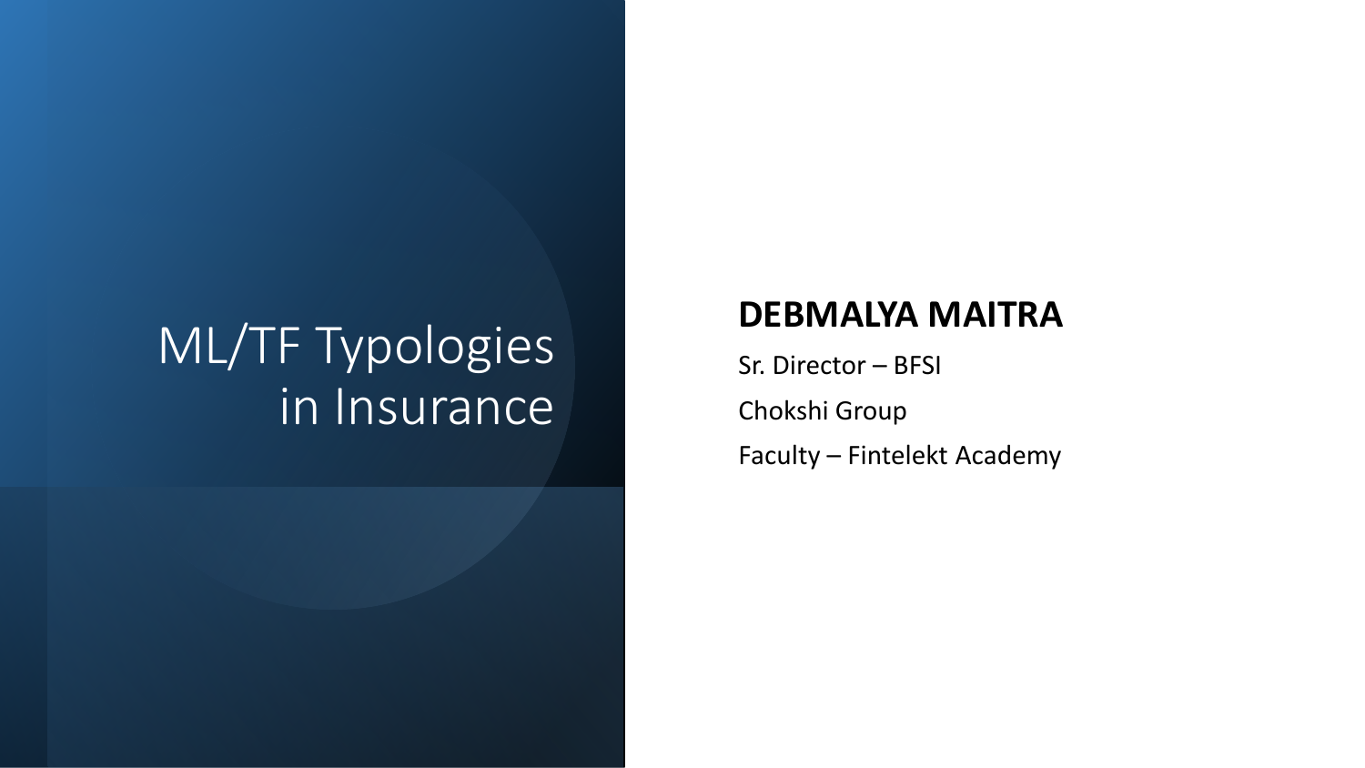# ML/TF Typologies in Insurance

**DEBMALYA MAITRA**

Sr. Director – BFSI

Chokshi Group

Faculty – Fintelekt Academy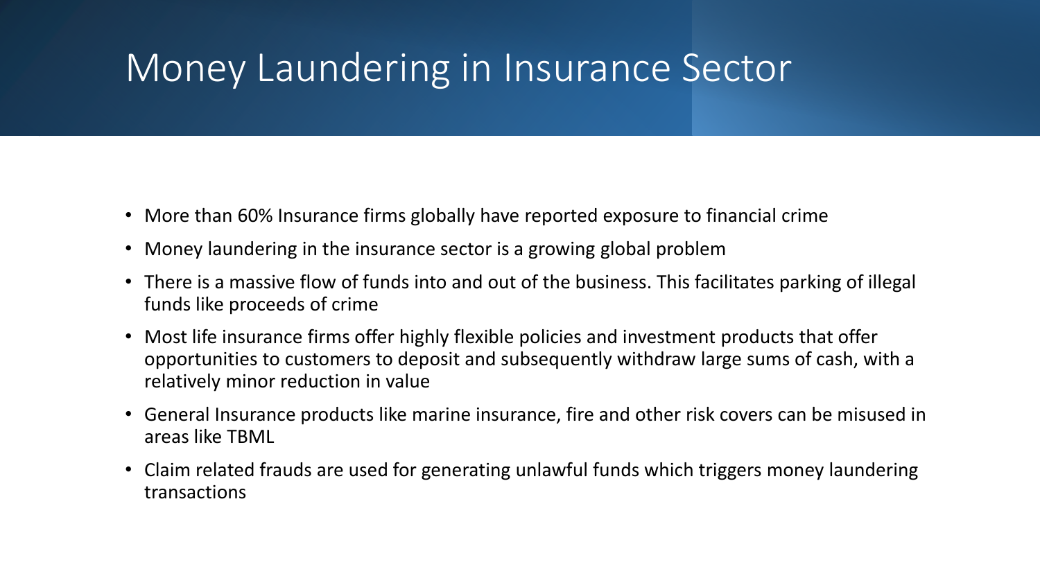# Money Laundering in Insurance Sector

- More than 60% Insurance firms globally have reported exposure to financial crime
- Money laundering in the insurance sector is a growing global problem
- There is a massive flow of funds into and out of the business. This facilitates parking of illegal funds like proceeds of crime
- Most life insurance firms offer highly flexible policies and investment products that offer opportunities to customers to deposit and subsequently withdraw large sums of cash, with a relatively minor reduction in value
- General Insurance products like marine insurance, fire and other risk covers can be misused in areas like TBML
- Claim related frauds are used for generating unlawful funds which triggers money laundering transactions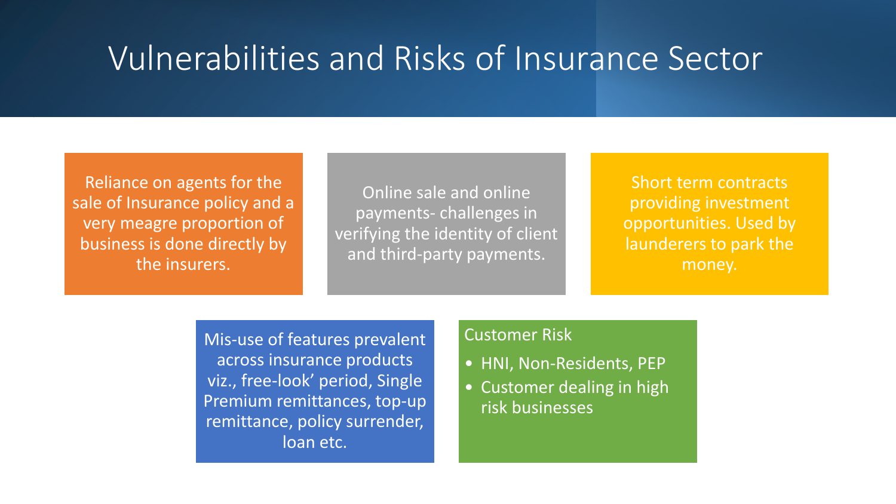# Vulnerabilities and Risks of Insurance Sector

Reliance on agents for the sale of Insurance policy and a very meagre proportion of business is done directly by the insurers.

Online sale and online payments- challenges in verifying the identity of client and third-party payments.

Short term contracts providing investment opportunities. Used by launderers to park the money.

Mis-use of features prevalent across insurance products viz., free-look' period, Single Premium remittances, top-up remittance, policy surrender, loan etc.

Customer Risk

- HNI, Non-Residents, PEP
- Customer dealing in high risk businesses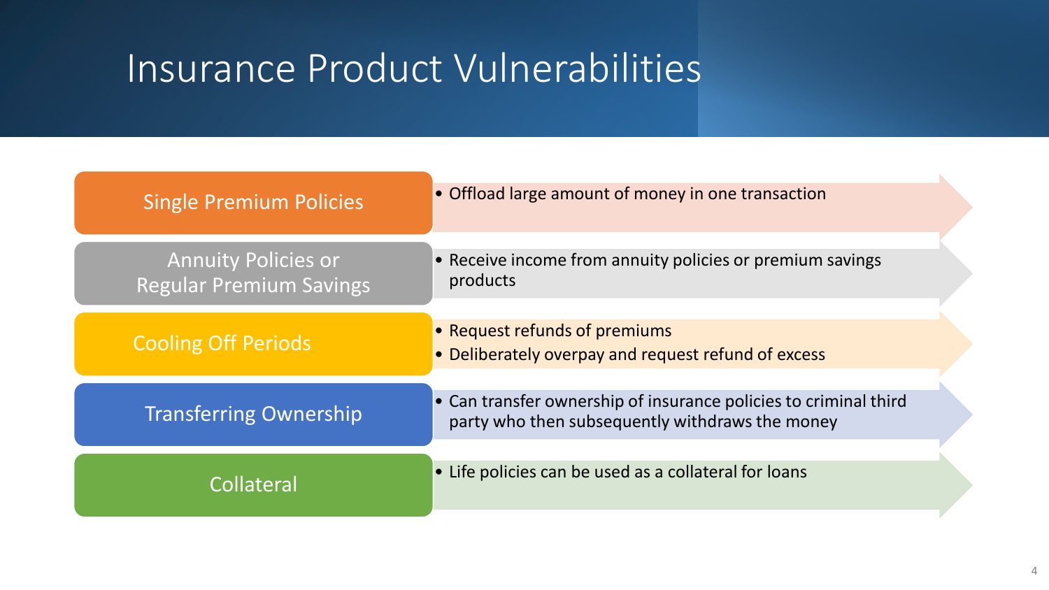# Insurance Product Vulnerabilities

| Vulnerability | Description |
| --- | --- |
| Single Premium Policies | • Offload large amount of money in one transaction |
| Annuity Policies or Regular Premium Savings | • Receive income from annuity policies or premium savings products |
| Cooling Off Periods | • Request refunds of premiums<br>• Deliberately overpay and request refund of excess |
| Transferring Ownership | • Can transfer ownership of insurance policies to criminal third party who then subsequently withdraws the money |
| Collateral | • Life policies can be used as a collateral for loans |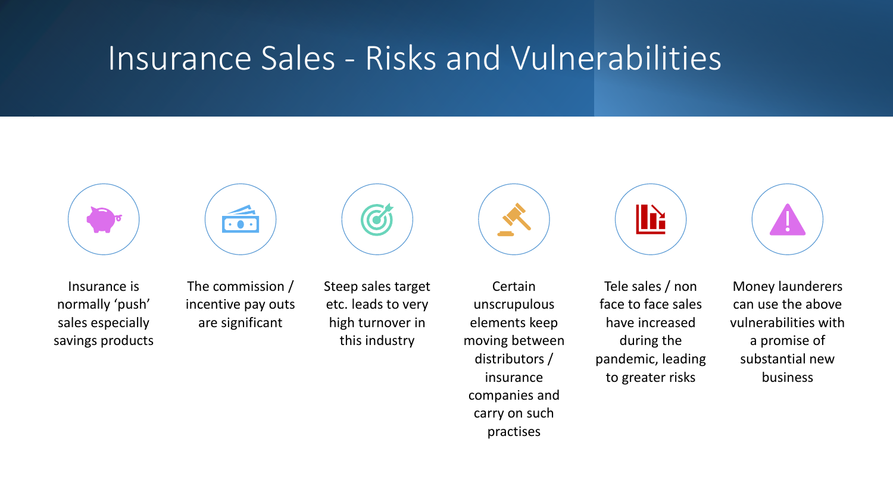# Insurance Sales - Risks and Vulnerabilities

- Insurance is normally 'push' sales especially savings products
- The commission / incentive pay outs are significant
- Steep sales target etc. leads to very high turnover in this industry
- Certain unscrupulous elements keep moving between distributors / insurance companies and carry on such practises
- Tele sales / non face to face sales have increased during the pandemic, leading to greater risks
- Money launderers can use the above vulnerabilities with a promise of substantial new business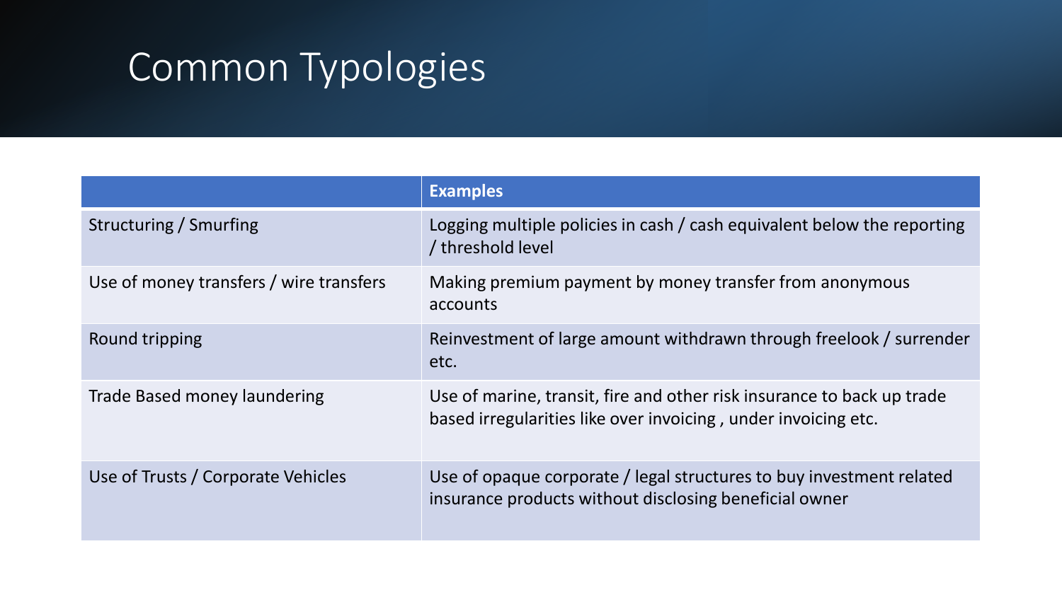# Common Typologies

| | Examples |
|---|---|
| Structuring / Smurfing | Logging multiple policies in cash / cash equivalent below the reporting / threshold level |
| Use of money transfers / wire transfers | Making premium payment by money transfer from anonymous accounts |
| Round tripping | Reinvestment of large amount withdrawn through freelook / surrender etc. |
| Trade Based money laundering | Use of marine, transit, fire and other risk insurance to back up trade based irregularities like over invoicing , under invoicing etc. |
| Use of Trusts / Corporate Vehicles | Use of opaque corporate / legal structures to buy investment related insurance products without disclosing beneficial owner |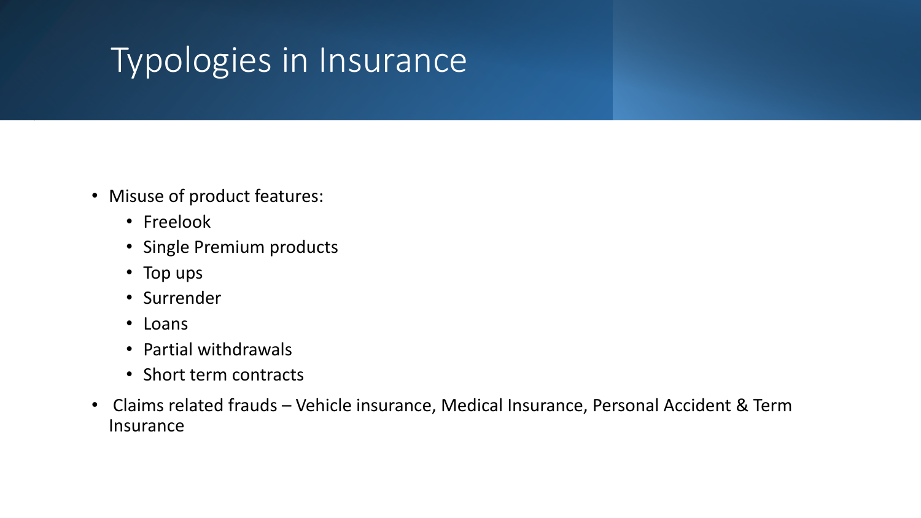# Typologies in Insurance

- Misuse of product features:
  - Freelook
  - Single Premium products
  - Top ups
  - Surrender
  - Loans
  - Partial withdrawals
  - Short term contracts
- Claims related frauds – Vehicle insurance, Medical Insurance, Personal Accident & Term Insurance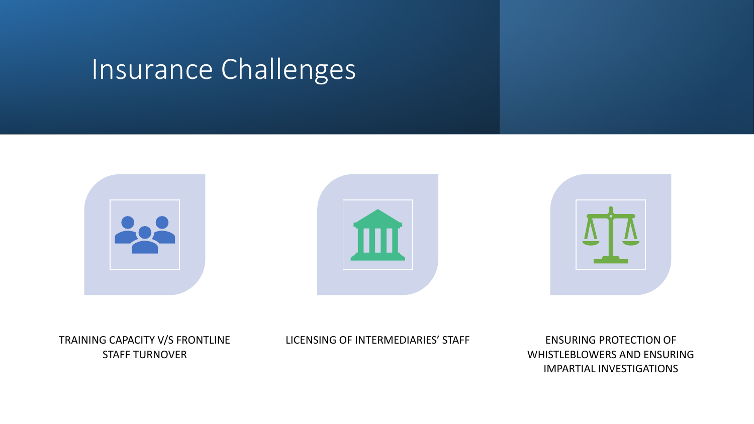# Insurance Challenges

- TRAINING CAPACITY V/S FRONTLINE STAFF TURNOVER
- LICENSING OF INTERMEDIARIES' STAFF
- ENSURING PROTECTION OF WHISTLEBLOWERS AND ENSURING IMPARTIAL INVESTIGATIONS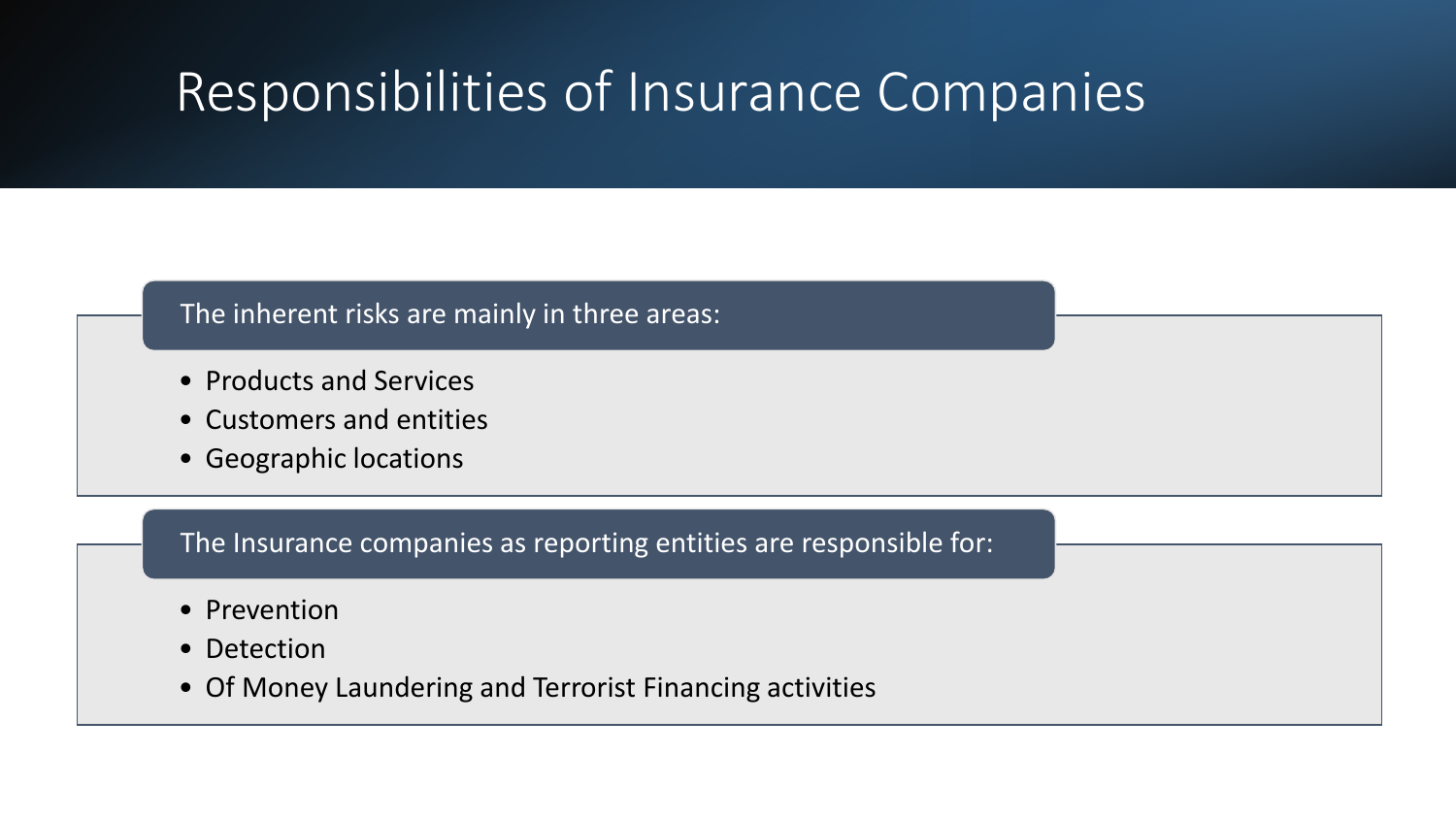# Responsibilities of Insurance Companies

**The inherent risks are mainly in three areas:**

- Products and Services
- Customers and entities
- Geographic locations

**The Insurance companies as reporting entities are responsible for:**

- Prevention
- Detection
- Of Money Laundering and Terrorist Financing activities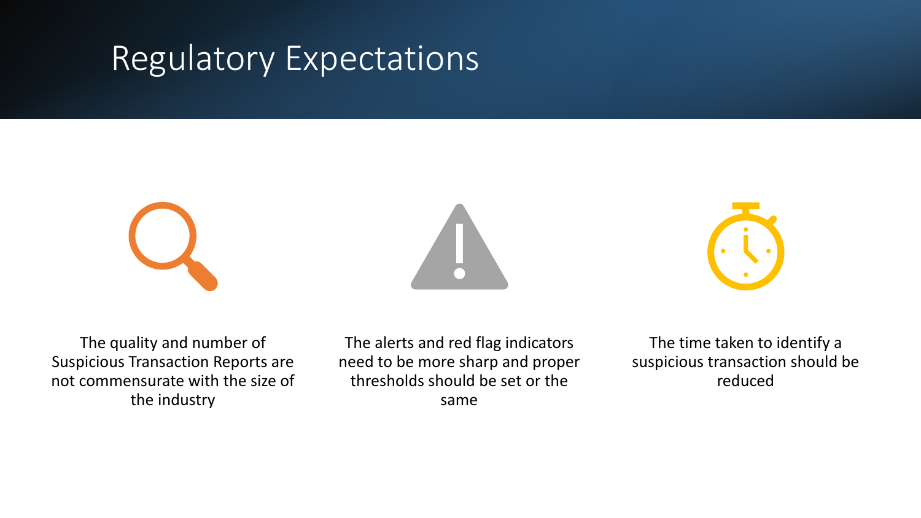# Regulatory Expectations

- The quality and number of Suspicious Transaction Reports are not commensurate with the size of the industry
- The alerts and red flag indicators need to be more sharp and proper thresholds should be set or the same
- The time taken to identify a suspicious transaction should be reduced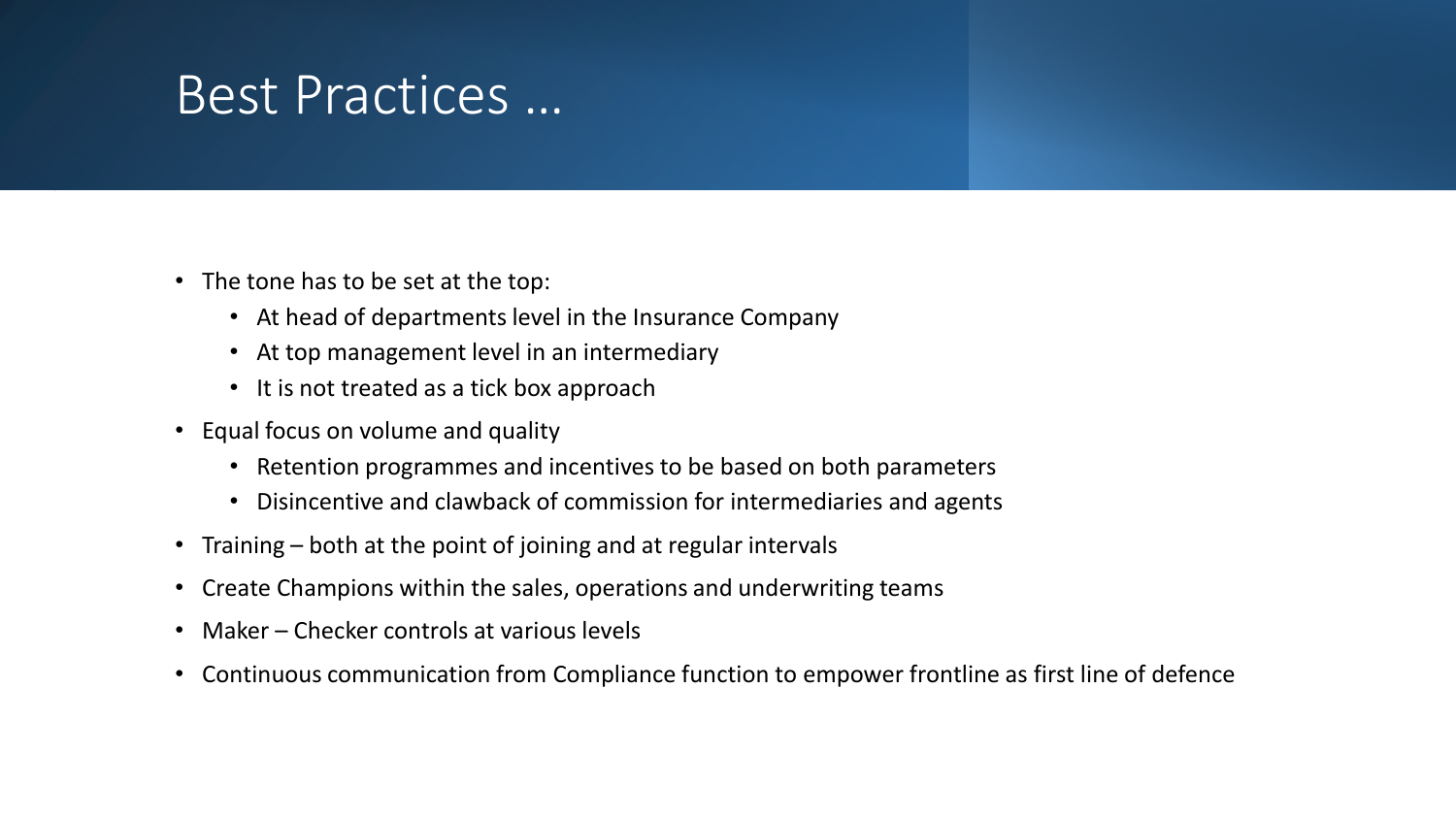# Best Practices …

- The tone has to be set at the top:
  - At head of departments level in the Insurance Company
  - At top management level in an intermediary
  - It is not treated as a tick box approach
- Equal focus on volume and quality
  - Retention programmes and incentives to be based on both parameters
  - Disincentive and clawback of commission for intermediaries and agents
- Training – both at the point of joining and at regular intervals
- Create Champions within the sales, operations and underwriting teams
- Maker – Checker controls at various levels
- Continuous communication from Compliance function to empower frontline as first line of defence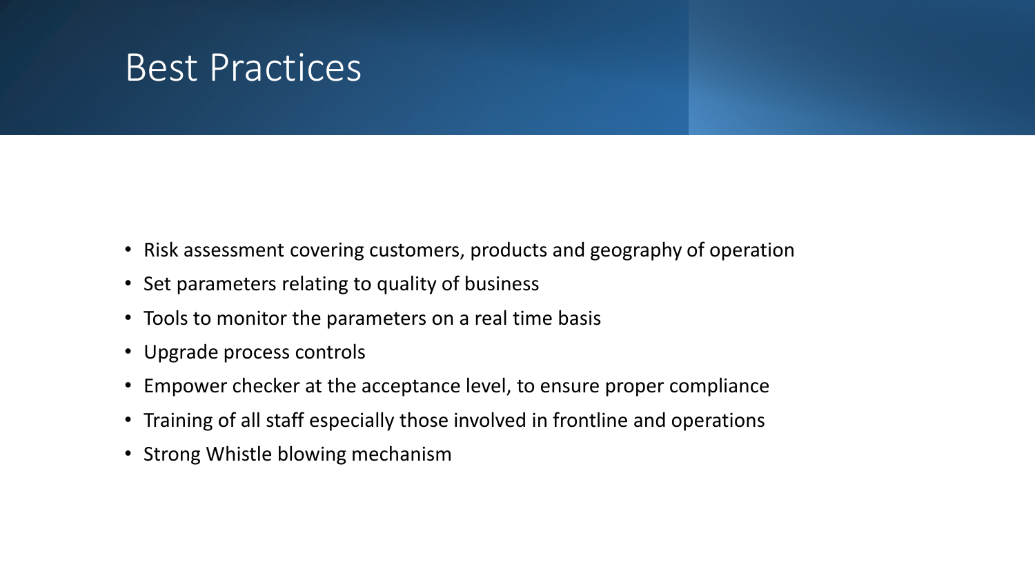# Best Practices

- Risk assessment covering customers, products and geography of operation
- Set parameters relating to quality of business
- Tools to monitor the parameters on a real time basis
- Upgrade process controls
- Empower checker at the acceptance level, to ensure proper compliance
- Training of all staff especially those involved in frontline and operations
- Strong Whistle blowing mechanism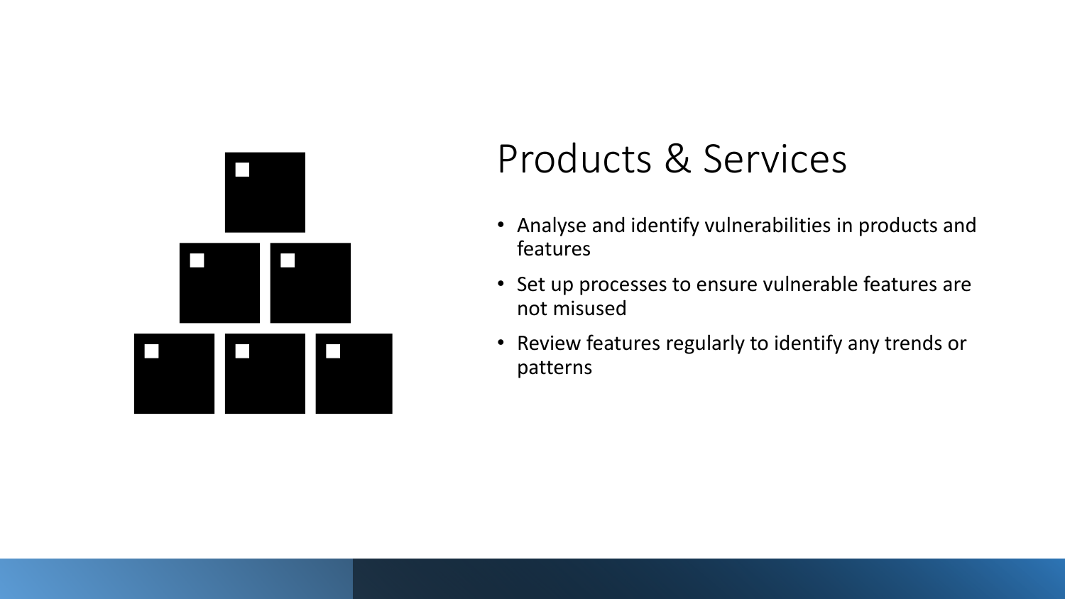# Products & Services

- Analyse and identify vulnerabilities in products and features
- Set up processes to ensure vulnerable features are not misused
- Review features regularly to identify any trends or patterns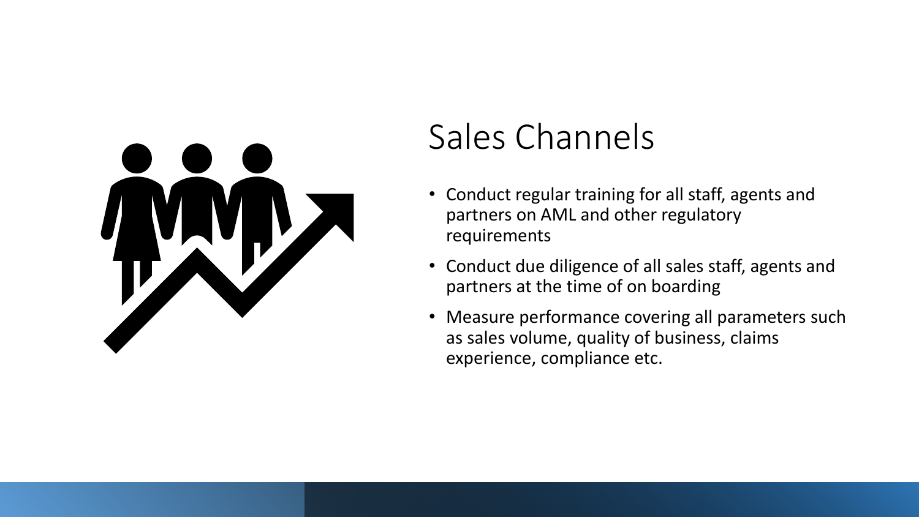# Sales Channels

- Conduct regular training for all staff, agents and partners on AML and other regulatory requirements
- Conduct due diligence of all sales staff, agents and partners at the time of on boarding
- Measure performance covering all parameters such as sales volume, quality of business, claims experience, compliance etc.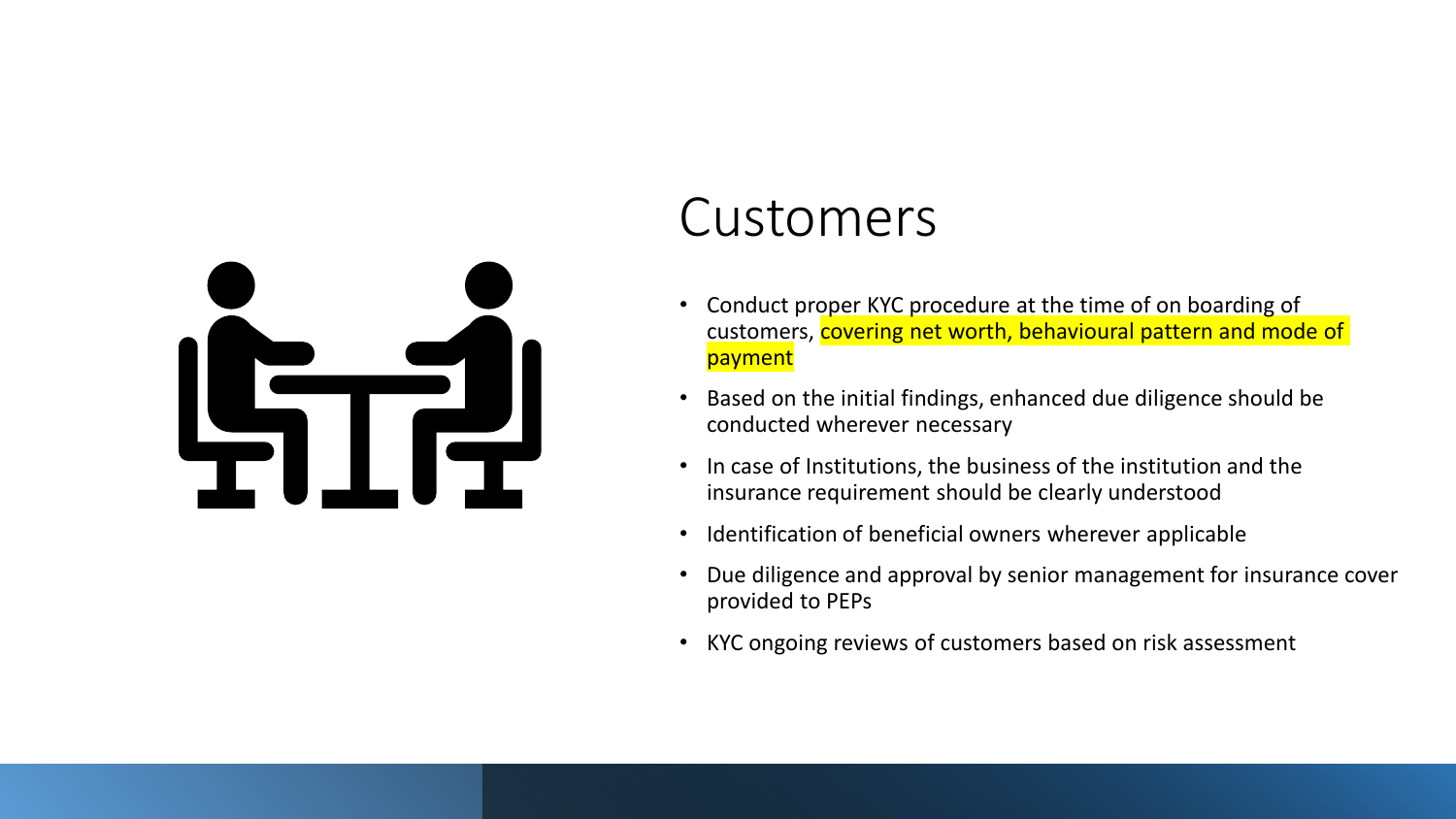# Customers

- Conduct proper KYC procedure at the time of on boarding of customers, covering net worth, behavioural pattern and mode of payment
- Based on the initial findings, enhanced due diligence should be conducted wherever necessary
- In case of Institutions, the business of the institution and the insurance requirement should be clearly understood
- Identification of beneficial owners wherever applicable
- Due diligence and approval by senior management for insurance cover provided to PEPs
- KYC ongoing reviews of customers based on risk assessment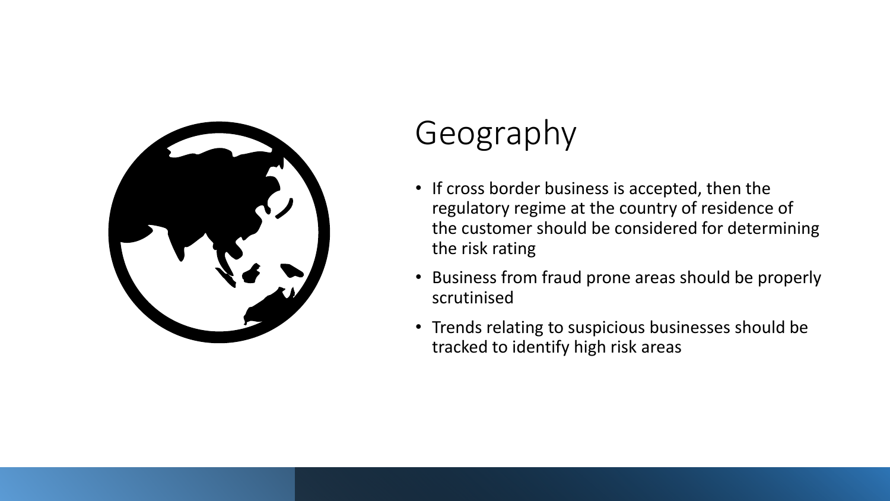# Geography

- If cross border business is accepted, then the regulatory regime at the country of residence of the customer should be considered for determining the risk rating
- Business from fraud prone areas should be properly scrutinised
- Trends relating to suspicious businesses should be tracked to identify high risk areas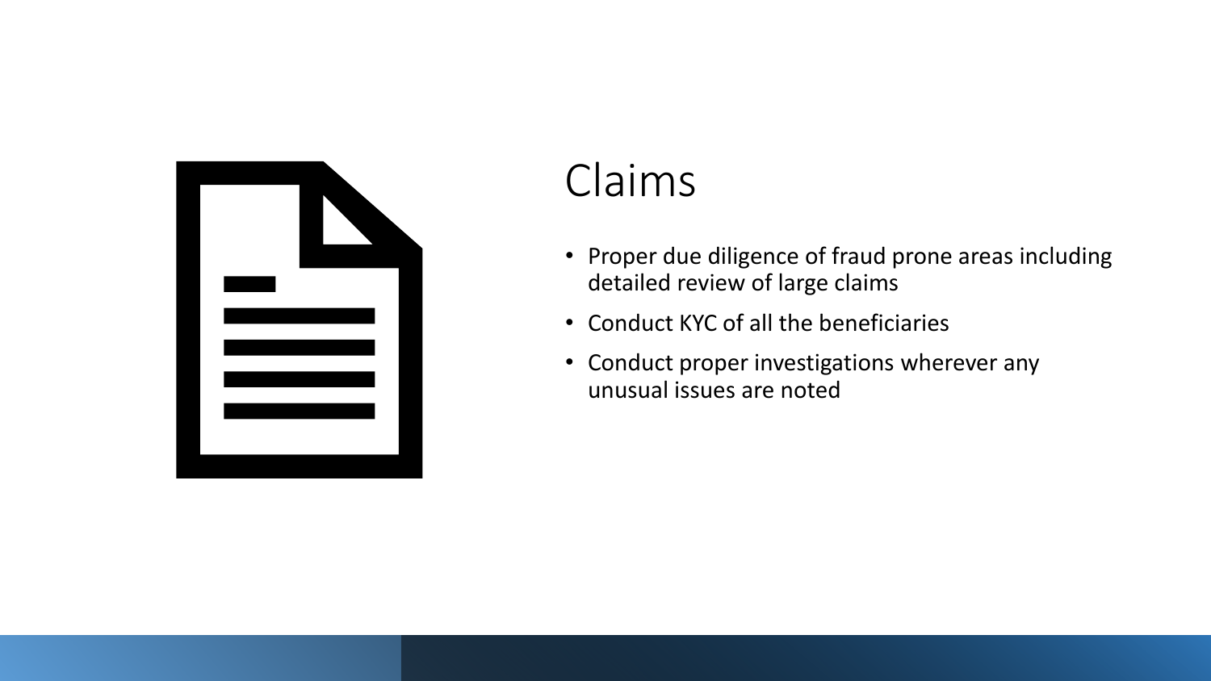# Claims

- Proper due diligence of fraud prone areas including detailed review of large claims
- Conduct KYC of all the beneficiaries
- Conduct proper investigations wherever any unusual issues are noted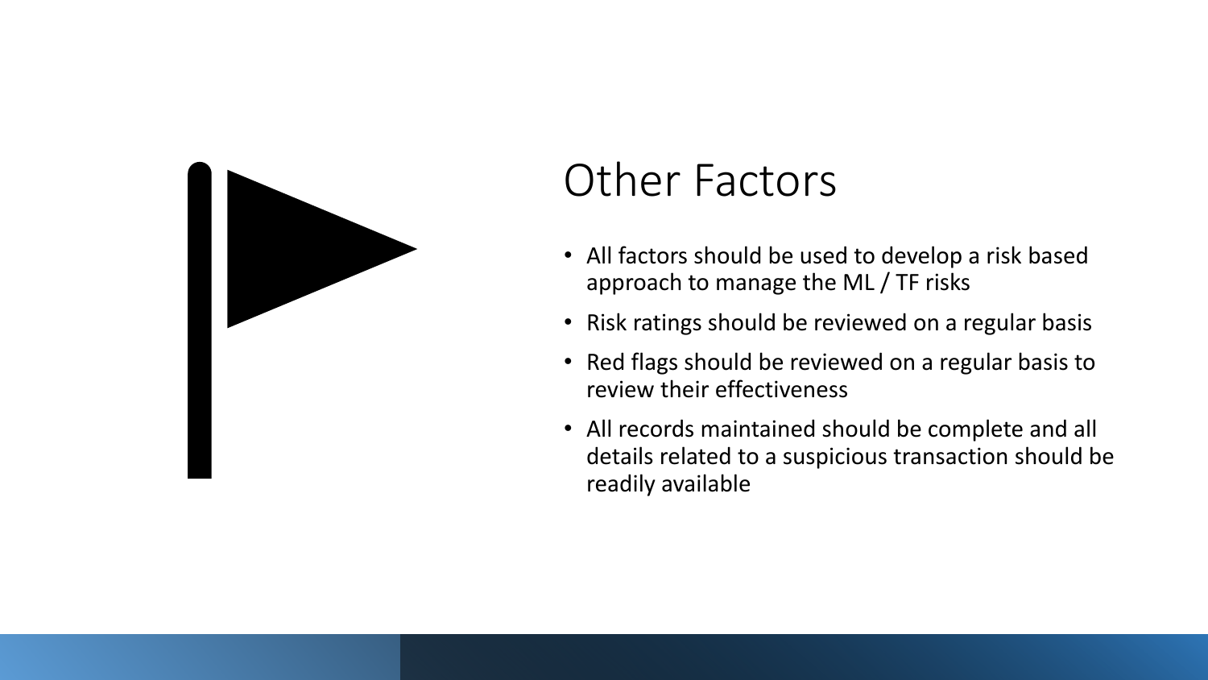# Other Factors

- All factors should be used to develop a risk based approach to manage the ML / TF risks
- Risk ratings should be reviewed on a regular basis
- Red flags should be reviewed on a regular basis to review their effectiveness
- All records maintained should be complete and all details related to a suspicious transaction should be readily available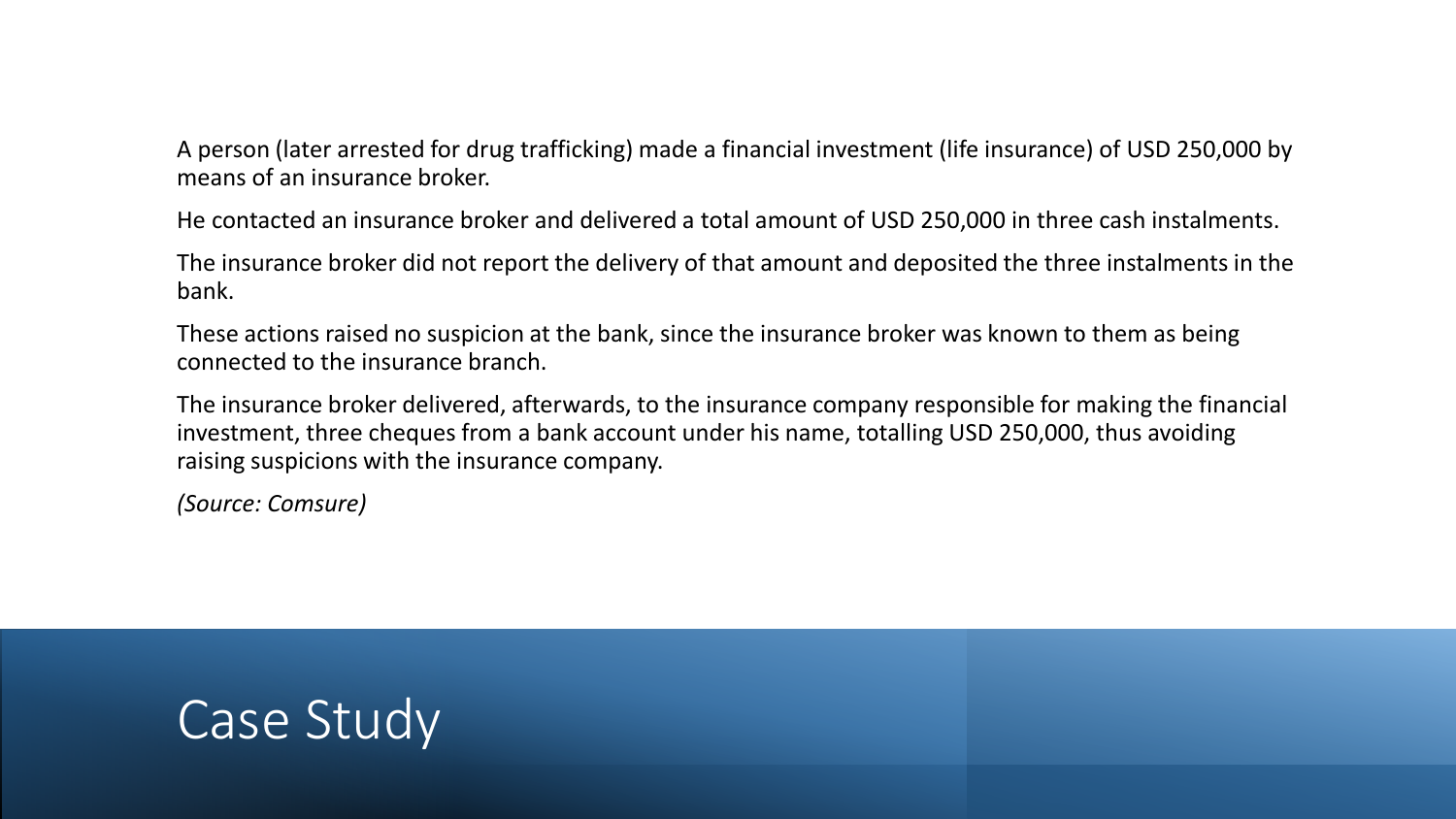# Case Study

A person (later arrested for drug trafficking) made a financial investment (life insurance) of USD 250,000 by means of an insurance broker.

He contacted an insurance broker and delivered a total amount of USD 250,000 in three cash instalments.

The insurance broker did not report the delivery of that amount and deposited the three instalments in the bank.

These actions raised no suspicion at the bank, since the insurance broker was known to them as being connected to the insurance branch.

The insurance broker delivered, afterwards, to the insurance company responsible for making the financial investment, three cheques from a bank account under his name, totalling USD 250,000, thus avoiding raising suspicions with the insurance company.

*(Source: Comsure)*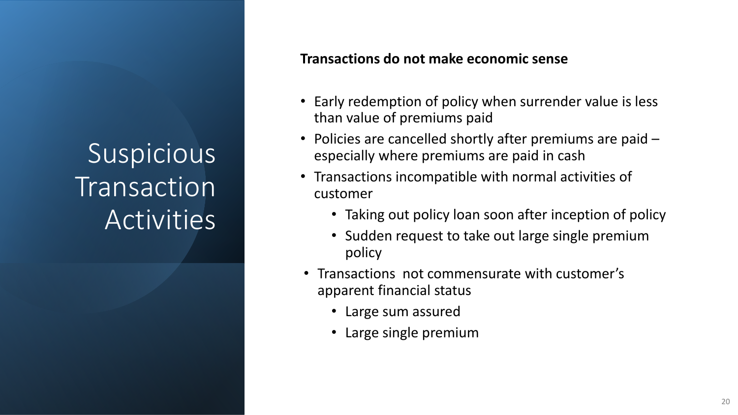# Suspicious Transaction Activities

**Transactions do not make economic sense**

- Early redemption of policy when surrender value is less than value of premiums paid
- Policies are cancelled shortly after premiums are paid – especially where premiums are paid in cash
- Transactions incompatible with normal activities of customer
  - Taking out policy loan soon after inception of policy
  - Sudden request to take out large single premium policy
- Transactions not commensurate with customer's apparent financial status
  - Large sum assured
  - Large single premium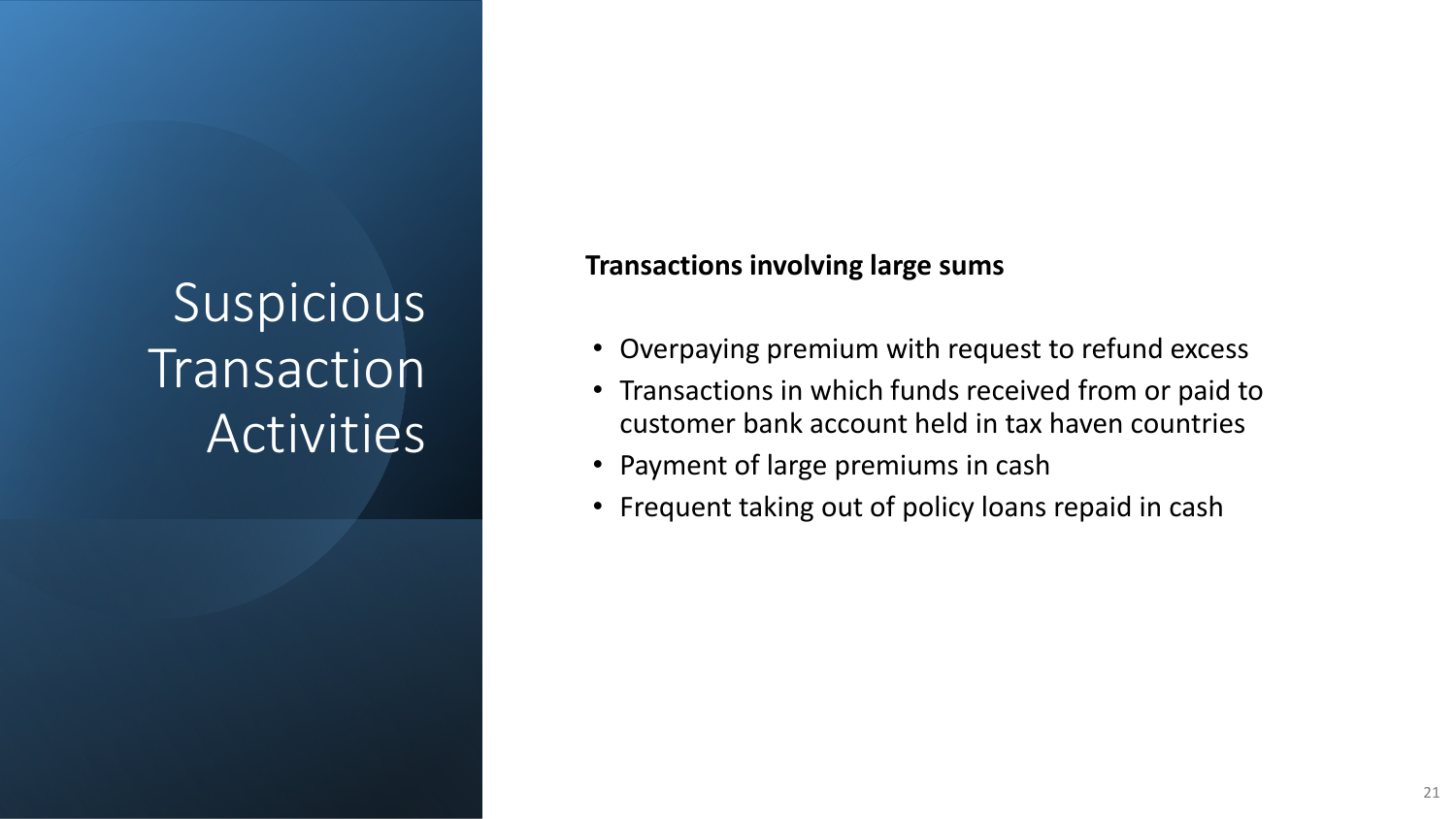# Suspicious Transaction Activities

**Transactions involving large sums**

- Overpaying premium with request to refund excess
- Transactions in which funds received from or paid to customer bank account held in tax haven countries
- Payment of large premiums in cash
- Frequent taking out of policy loans repaid in cash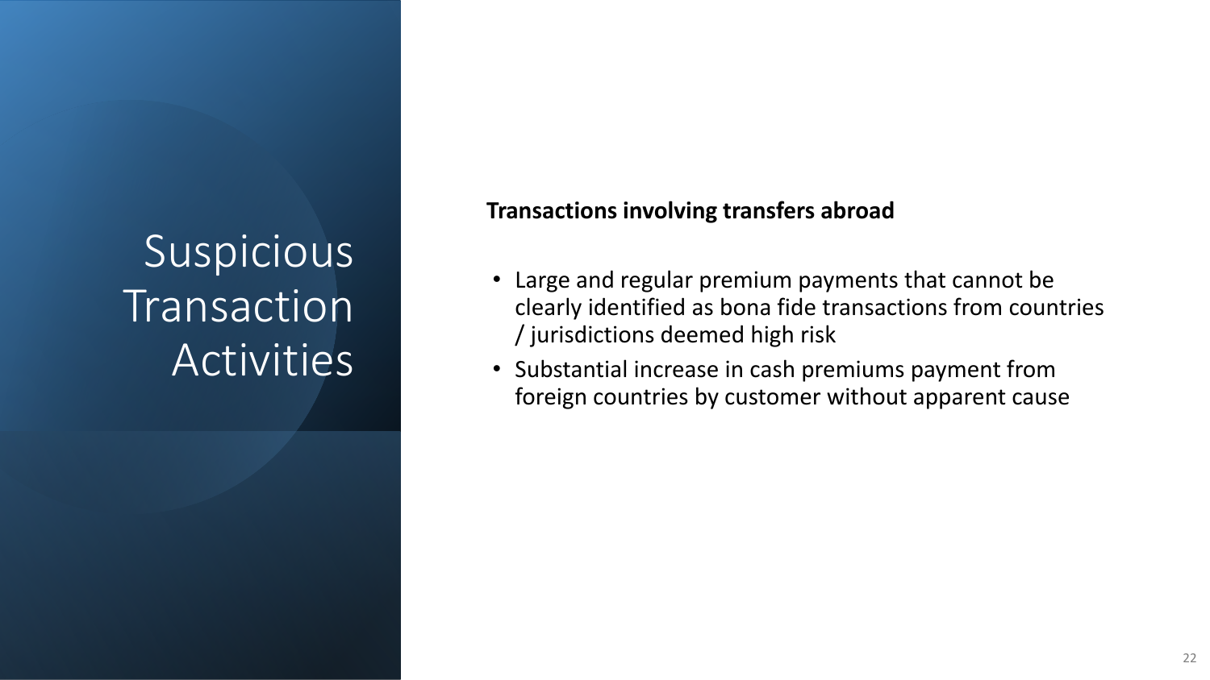# Suspicious Transaction Activities

**Transactions involving transfers abroad**

- Large and regular premium payments that cannot be clearly identified as bona fide transactions from countries / jurisdictions deemed high risk
- Substantial increase in cash premiums payment from foreign countries by customer without apparent cause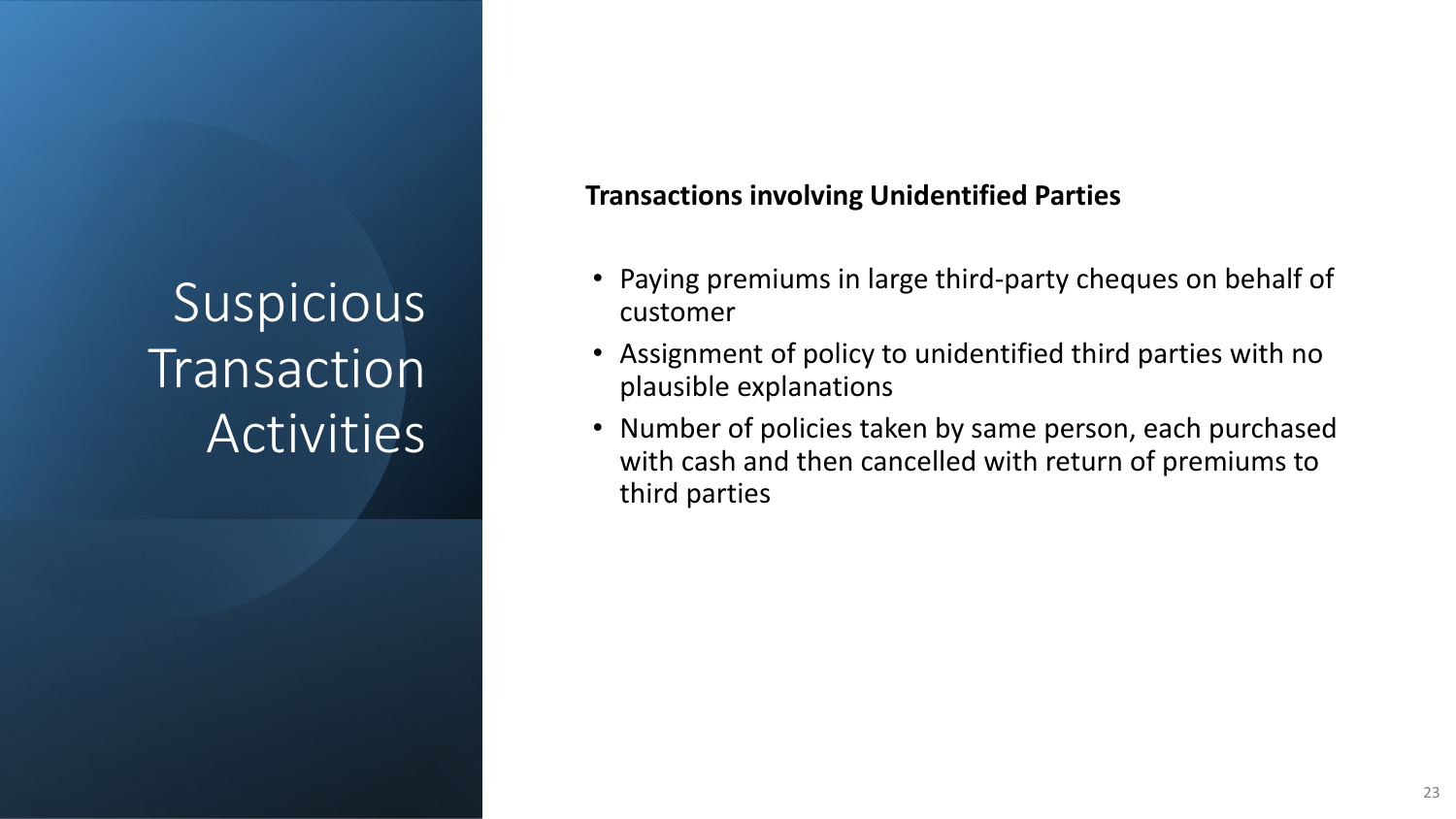# Suspicious Transaction Activities

**Transactions involving Unidentified Parties**

- Paying premiums in large third-party cheques on behalf of customer
- Assignment of policy to unidentified third parties with no plausible explanations
- Number of policies taken by same person, each purchased with cash and then cancelled with return of premiums to third parties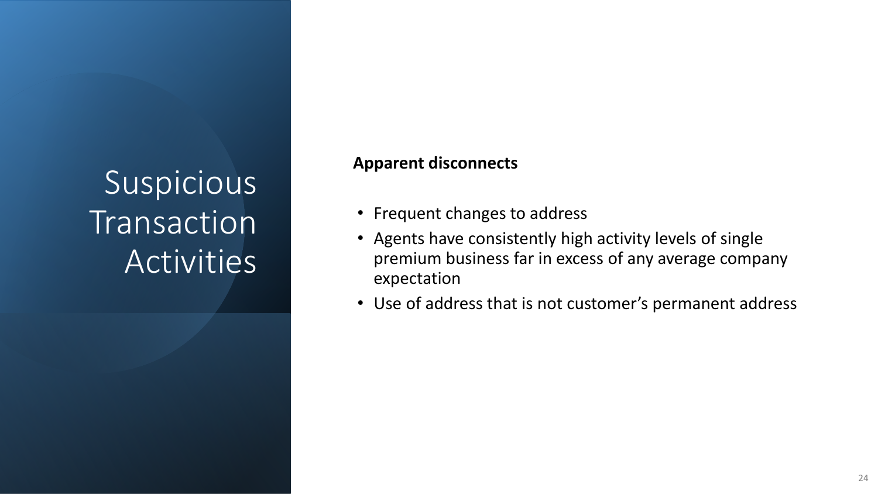# Suspicious Transaction Activities

**Apparent disconnects**

- Frequent changes to address
- Agents have consistently high activity levels of single premium business far in excess of any average company expectation
- Use of address that is not customer's permanent address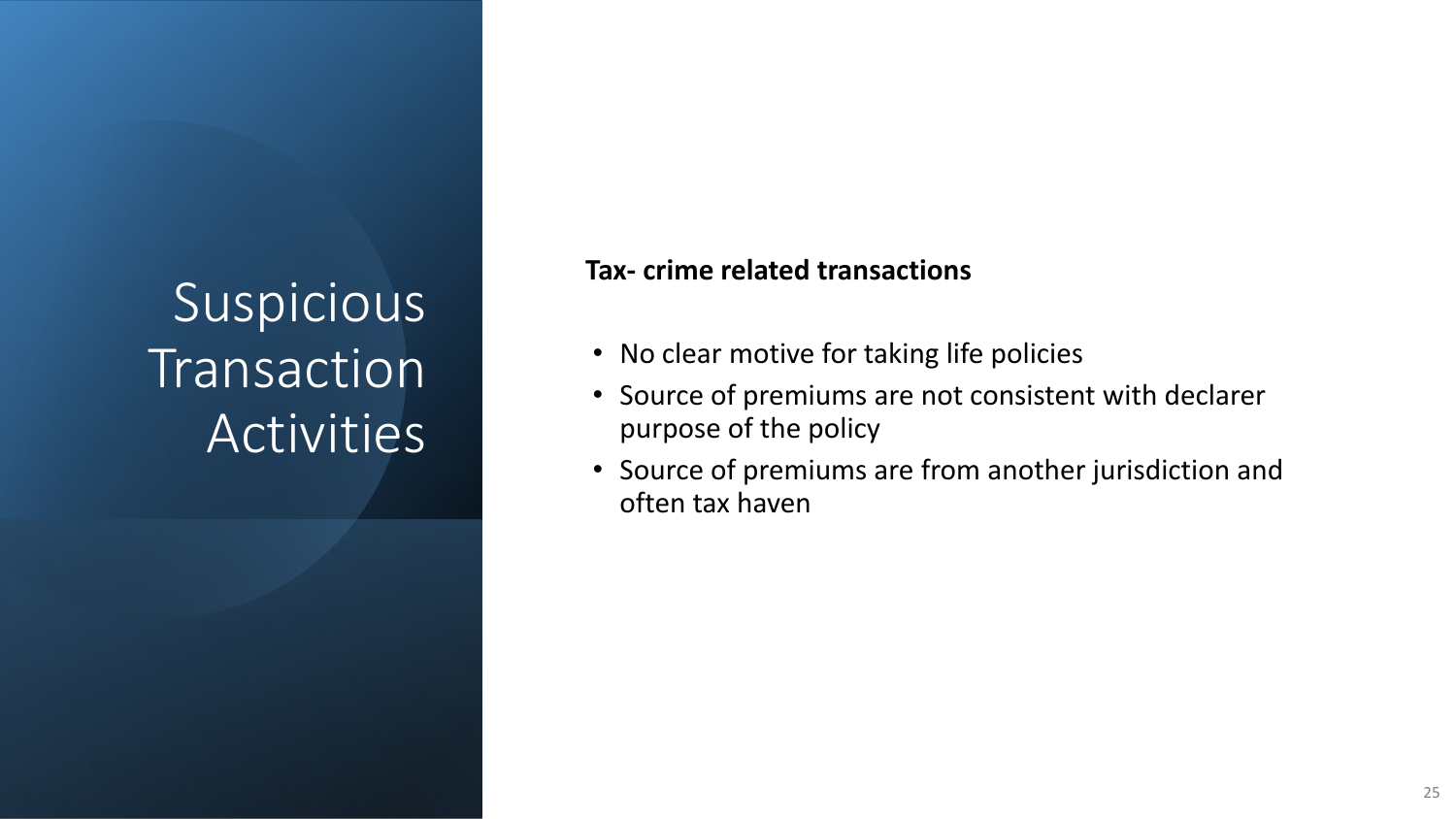# Suspicious Transaction Activities

**Tax- crime related transactions**

- No clear motive for taking life policies
- Source of premiums are not consistent with declarer purpose of the policy
- Source of premiums are from another jurisdiction and often tax haven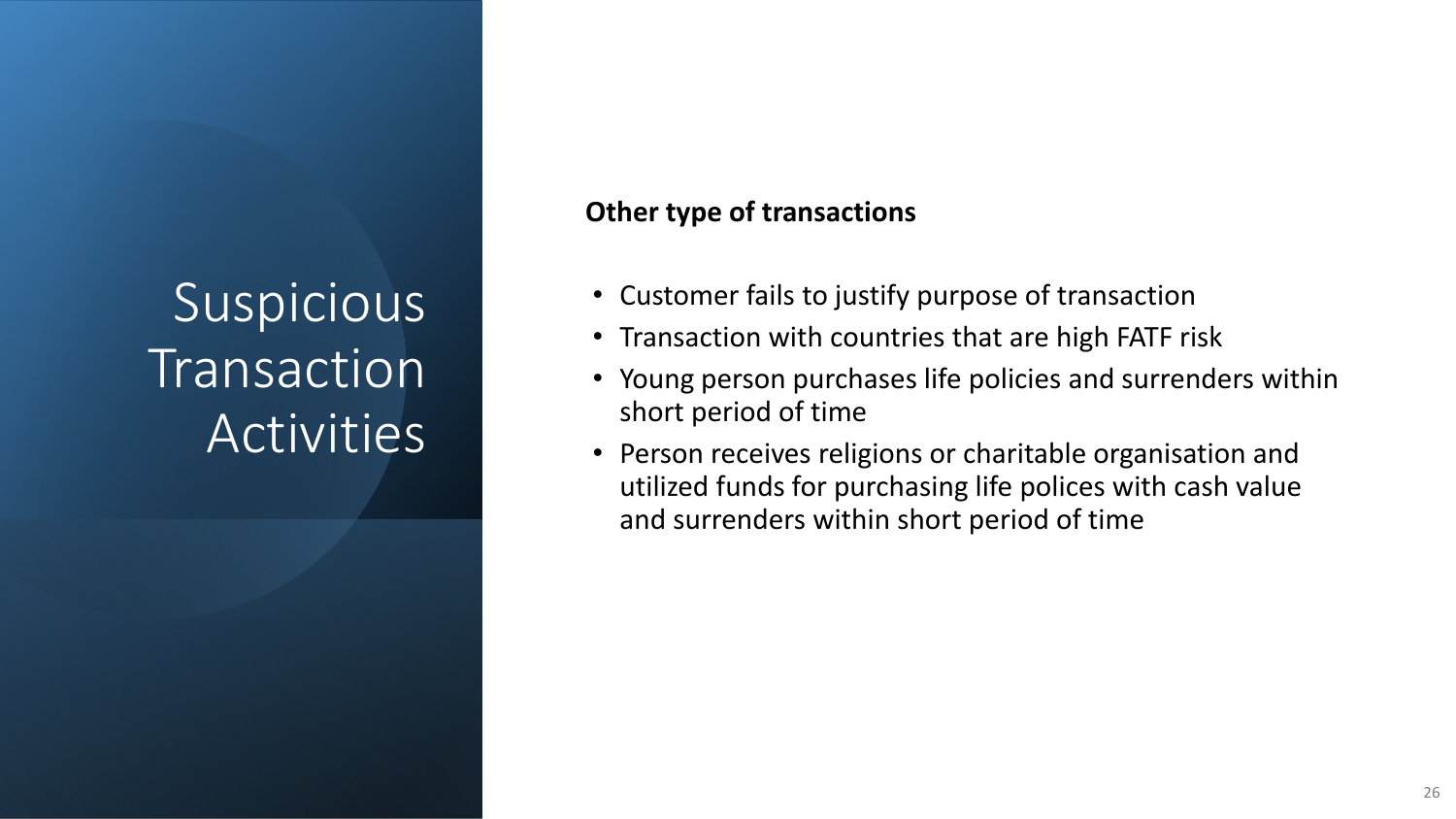# Suspicious Transaction Activities

**Other type of transactions**

- Customer fails to justify purpose of transaction
- Transaction with countries that are high FATF risk
- Young person purchases life policies and surrenders within short period of time
- Person receives religions or charitable organisation and utilized funds for purchasing life polices with cash value and surrenders within short period of time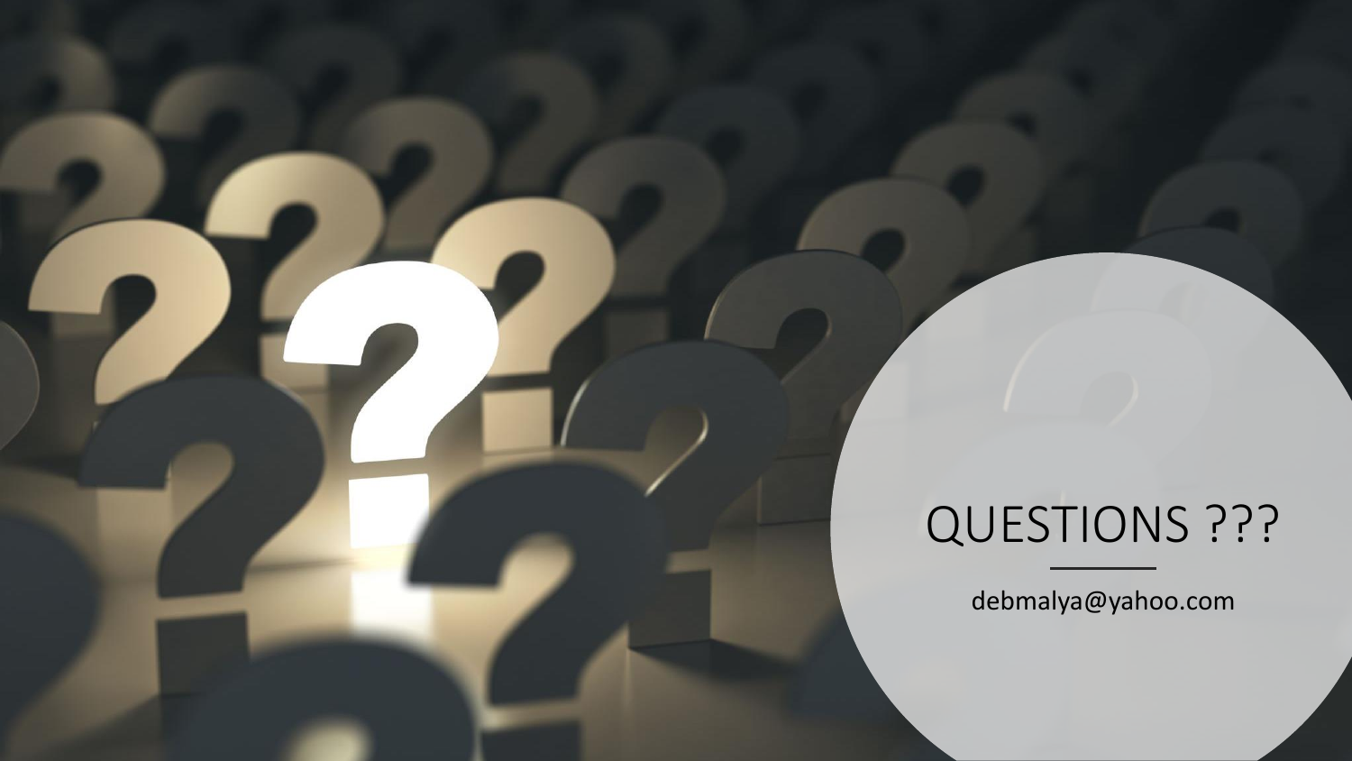# QUESTIONS ???

debmalya@yahoo.com